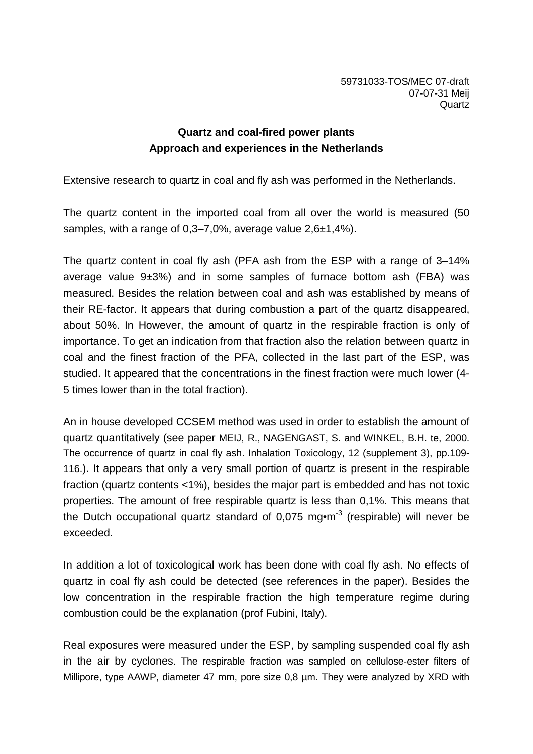59731033-TOS/MEC 07-draft
07-07-31 Meij
Quartz

**Quartz and coal-fired power plants**
**Approach and experiences in the Netherlands**

Extensive research to quartz in coal and fly ash was performed in the Netherlands.

The quartz content in the imported coal from all over the world is measured (50 samples, with a range of 0,3–7,0%, average value 2,6±1,4%).

The quartz content in coal fly ash (PFA ash from the ESP with a range of 3–14% average value 9±3%) and in some samples of furnace bottom ash (FBA) was measured. Besides the relation between coal and ash was established by means of their RE-factor. It appears that during combustion a part of the quartz disappeared, about 50%. In However, the amount of quartz in the respirable fraction is only of importance. To get an indication from that fraction also the relation between quartz in coal and the finest fraction of the PFA, collected in the last part of the ESP, was studied. It appeared that the concentrations in the finest fraction were much lower (4-5 times lower than in the total fraction).

An in house developed CCSEM method was used in order to establish the amount of quartz quantitatively (see paper MEIJ, R., NAGENGAST, S. and WINKEL, B.H. te, 2000. The occurrence of quartz in coal fly ash. Inhalation Toxicology, 12 (supplement 3), pp.109-116.). It appears that only a very small portion of quartz is present in the respirable fraction (quartz contents <1%), besides the major part is embedded and has not toxic properties. The amount of free respirable quartz is less than 0,1%. This means that the Dutch occupational quartz standard of 0,075 mg•m$^{-3}$ (respirable) will never be exceeded.

In addition a lot of toxicological work has been done with coal fly ash. No effects of quartz in coal fly ash could be detected (see references in the paper). Besides the low concentration in the respirable fraction the high temperature regime during combustion could be the explanation (prof Fubini, Italy).

Real exposures were measured under the ESP, by sampling suspended coal fly ash in the air by cyclones. The respirable fraction was sampled on cellulose-ester filters of Millipore, type AAWP, diameter 47 mm, pore size 0,8 µm. They were analyzed by XRD with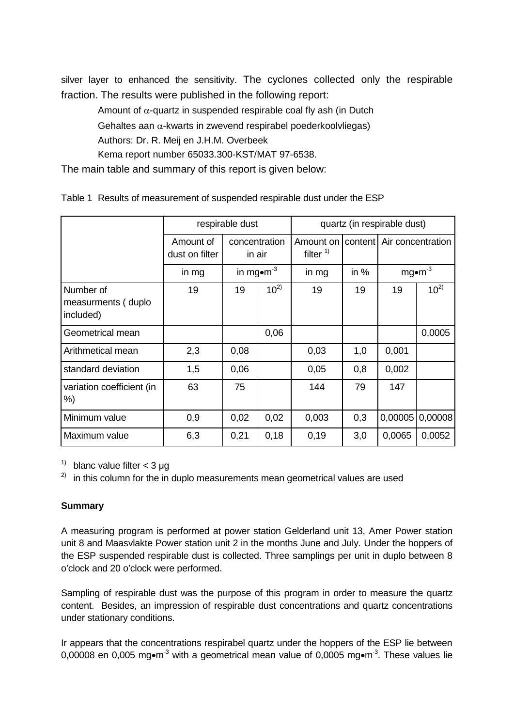silver layer to enhanced the sensitivity. The cyclones collected only the respirable fraction. The results were published in the following report:

Amount of $\alpha$-quartz in suspended respirable coal fly ash (in Dutch

Gehaltes aan $\alpha$-kwarts in zwevend respirabel poederkoolvliegas)

Authors: Dr. R. Meij en J.H.M. Overbeek

Kema report number 65033.300-KST/MAT 97-6538.

The main table and summary of this report is given below:

Table 1 Results of measurement of suspended respirable dust under the ESP

| | respirable dust | | | quartz (in respirable dust) | | | |
|---|---|---|---|---|---|---|---|
| | Amount of dust on filter | concentration in air | | Amount on filter [1] | content | Air concentration | |
| | in mg | in mg•m$^{-3}$ | | in mg | in % | mg•m$^{-3}$ | |
| Number of measurments ( duplo included) | 19 | 19 | 10[2] | 19 | 19 | 19 | 10[2] |
| Geometrical mean | | | 0,06 | | | | 0,0005 |
| Arithmetical mean | 2,3 | 0,08 | | 0,03 | 1,0 | 0,001 | |
| standard deviation | 1,5 | 0,06 | | 0,05 | 0,8 | 0,002 | |
| variation coefficient (in %) | 63 | 75 | | 144 | 79 | 147 | |
| Minimum value | 0,9 | 0,02 | 0,02 | 0,003 | 0,3 | 0,00005 | 0,00008 |
| Maximum value | 6,3 | 0,21 | 0,18 | 0,19 | 3,0 | 0,0065 | 0,0052 |

[1] blanc value filter < 3 µg

[2] in this column for the in duplo measurements mean geometrical values are used

**Summary**

A measuring program is performed at power station Gelderland unit 13, Amer Power station unit 8 and Maasvlakte Power station unit 2 in the months June and July. Under the hoppers of the ESP suspended respirable dust is collected. Three samplings per unit in duplo between 8 o'clock and 20 o'clock were performed.

Sampling of respirable dust was the purpose of this program in order to measure the quartz content. Besides, an impression of respirable dust concentrations and quartz concentrations under stationary conditions.

Ir appears that the concentrations respirabel quartz under the hoppers of the ESP lie between 0,00008 en 0,005 mg•m$^{-3}$ with a geometrical mean value of 0,0005 mg•m$^{-3}$. These values lie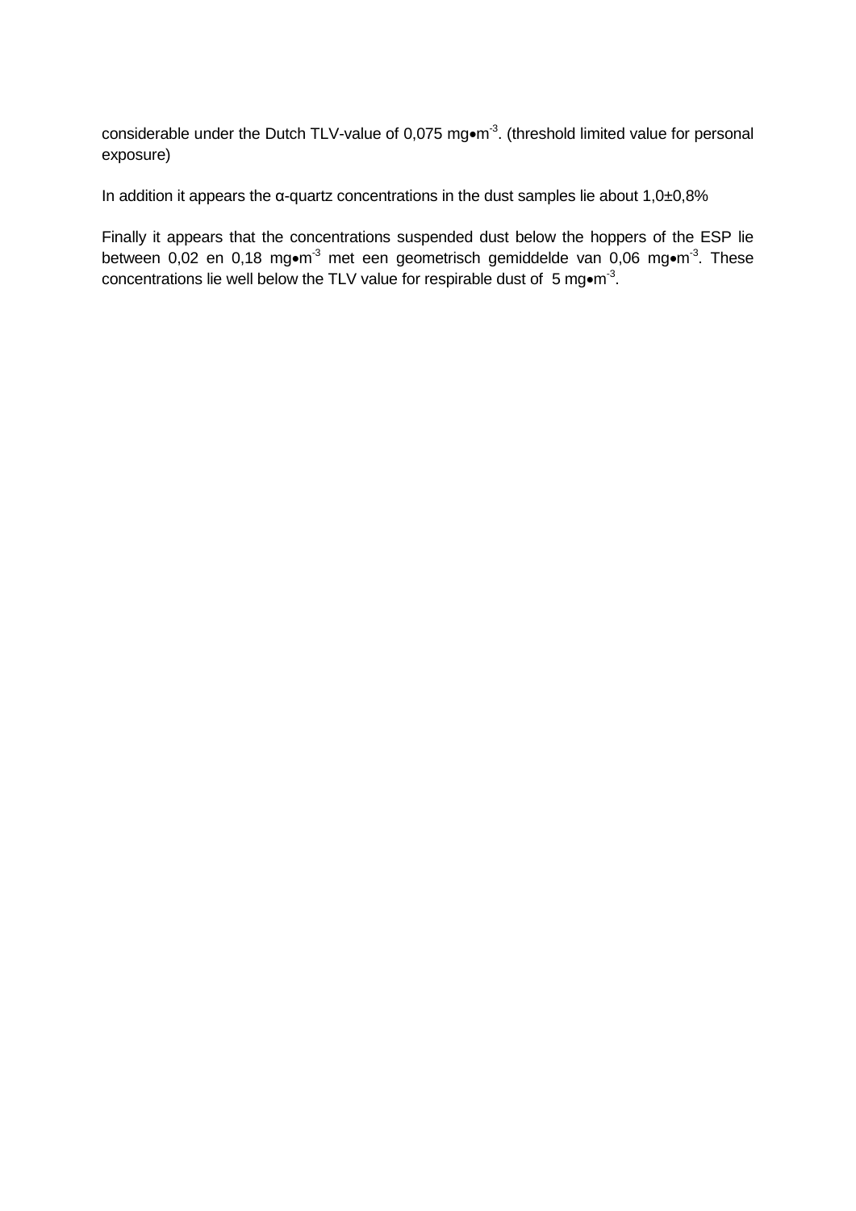considerable under the Dutch TLV-value of 0,075 mg•m$^{-3}$. (threshold limited value for personal exposure)

In addition it appears the α-quartz concentrations in the dust samples lie about 1,0±0,8%

Finally it appears that the concentrations suspended dust below the hoppers of the ESP lie between 0,02 en 0,18 mg•m$^{-3}$ met een geometrisch gemiddelde van 0,06 mg•m$^{-3}$. These concentrations lie well below the TLV value for respirable dust of 5 mg•m$^{-3}$.